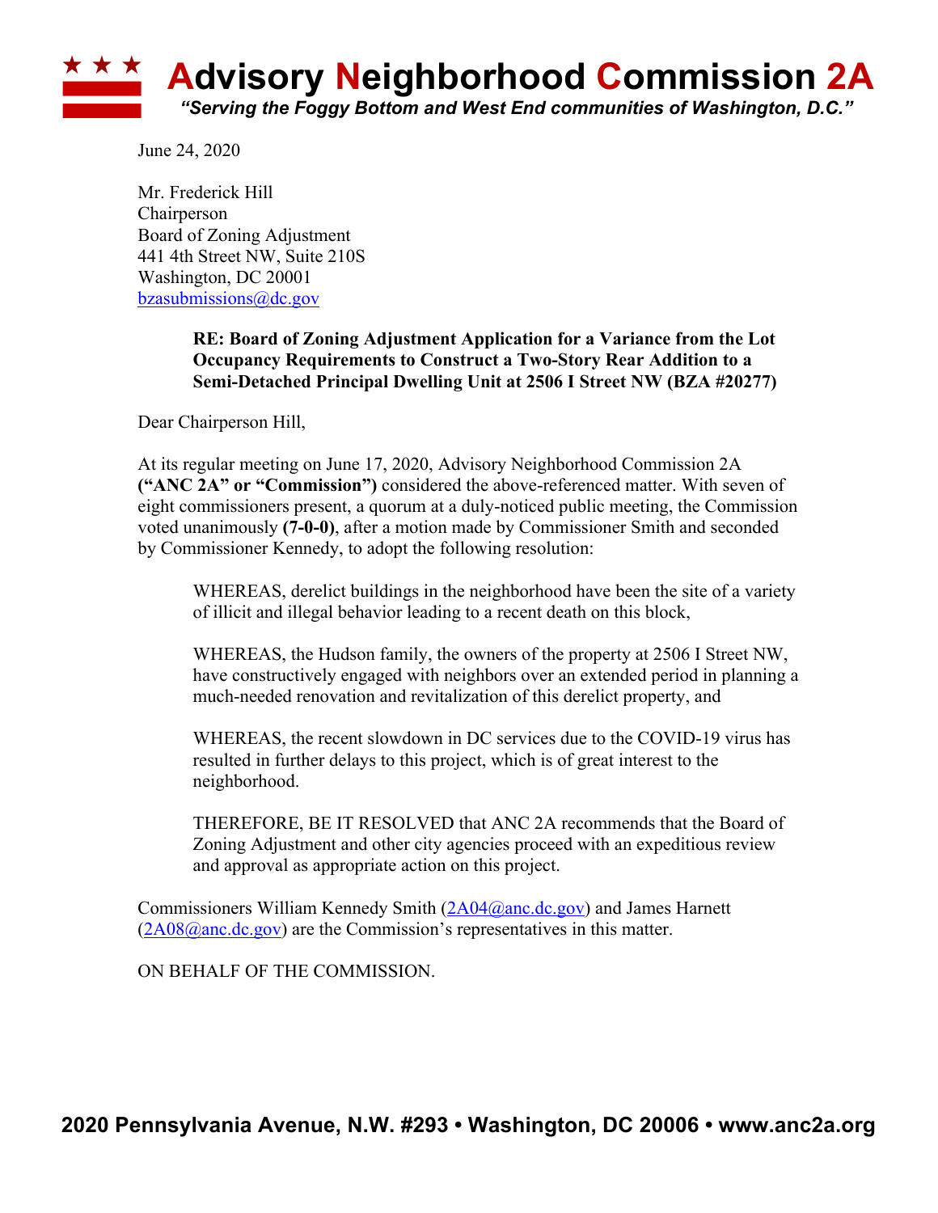# Advisory Neighborhood Commission 2A

*"Serving the Foggy Bottom and West End communities of Washington, D.C."*

June 24, 2020

Mr. Frederick Hill
Chairperson
Board of Zoning Adjustment
441 4th Street NW, Suite 210S
Washington, DC 20001
bzasubmissions@dc.gov

> **RE: Board of Zoning Adjustment Application for a Variance from the Lot Occupancy Requirements to Construct a Two-Story Rear Addition to a Semi-Detached Principal Dwelling Unit at 2506 I Street NW (BZA #20277)**

Dear Chairperson Hill,

At its regular meeting on June 17, 2020, Advisory Neighborhood Commission 2A **("ANC 2A" or "Commission")** considered the above-referenced matter. With seven of eight commissioners present, a quorum at a duly-noticed public meeting, the Commission voted unanimously **(7-0-0)**, after a motion made by Commissioner Smith and seconded by Commissioner Kennedy, to adopt the following resolution:

> WHEREAS, derelict buildings in the neighborhood have been the site of a variety of illicit and illegal behavior leading to a recent death on this block,
>
> WHEREAS, the Hudson family, the owners of the property at 2506 I Street NW, have constructively engaged with neighbors over an extended period in planning a much-needed renovation and revitalization of this derelict property, and
>
> WHEREAS, the recent slowdown in DC services due to the COVID-19 virus has resulted in further delays to this project, which is of great interest to the neighborhood.
>
> THEREFORE, BE IT RESOLVED that ANC 2A recommends that the Board of Zoning Adjustment and other city agencies proceed with an expeditious review and approval as appropriate action on this project.

Commissioners William Kennedy Smith (2A04@anc.dc.gov) and James Harnett (2A08@anc.dc.gov) are the Commission's representatives in this matter.

ON BEHALF OF THE COMMISSION.

**2020 Pennsylvania Avenue, N.W. #293 • Washington, DC 20006 • www.anc2a.org**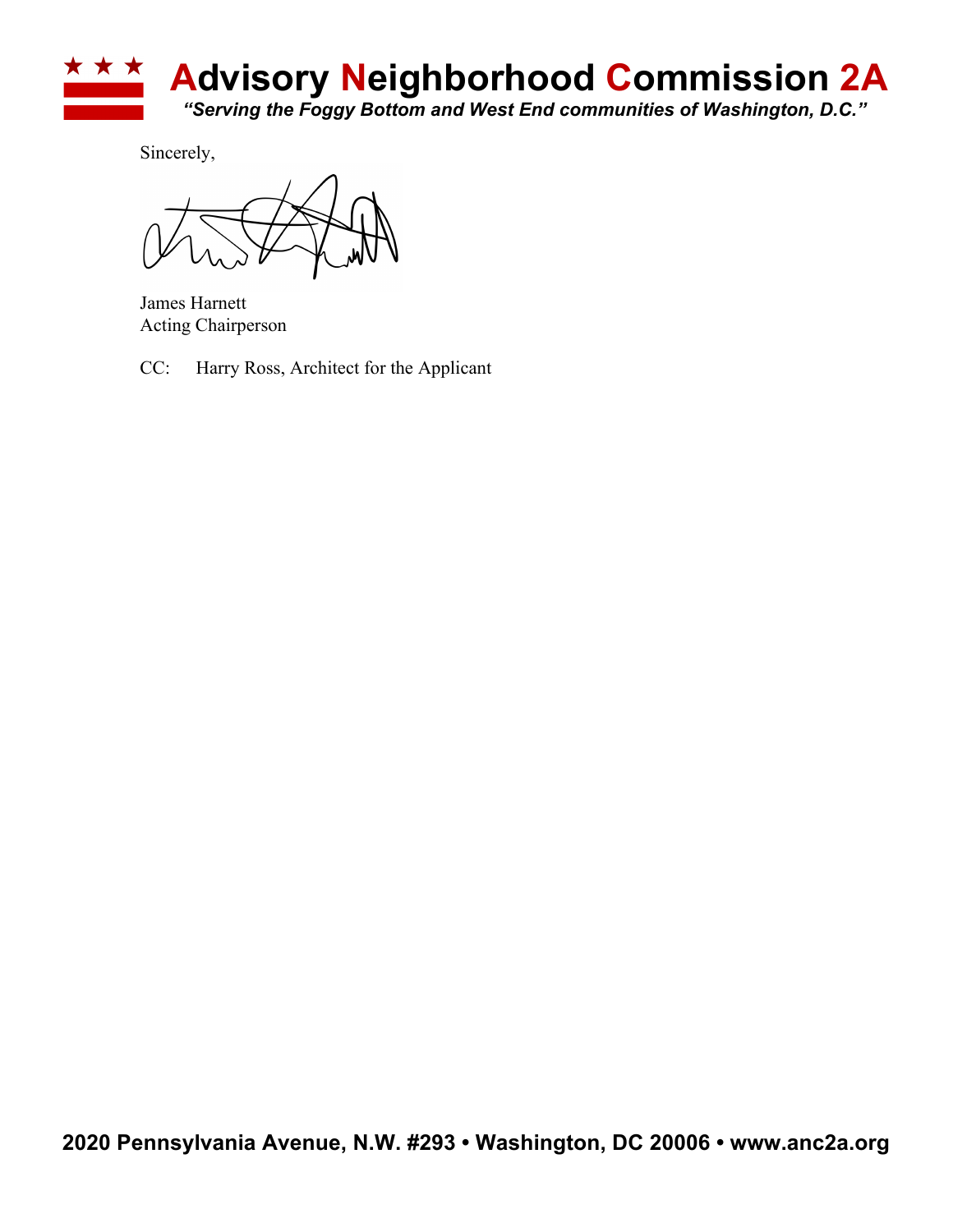Sincerely,

James Harnett
Acting Chairperson

CC: Harry Ross, Architect for the Applicant